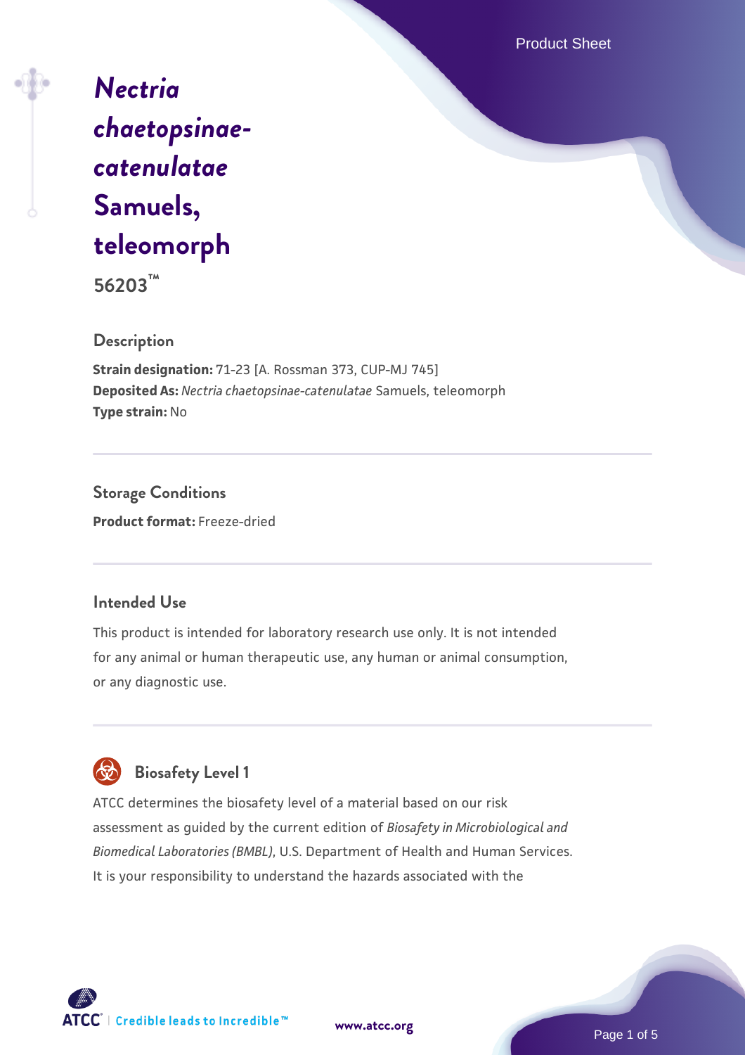# *Nectria chaetopsinae-catenulatae* Samuels, teleomorph

56203™

## Description

**Strain designation:** 71-23 [A. Rossman 373, CUP-MJ 745]
**Deposited As:** *Nectria chaetopsinae-catenulatae* Samuels, teleomorph
**Type strain:** No

## Storage Conditions

**Product format:** Freeze-dried

## Intended Use

This product is intended for laboratory research use only. It is not intended for any animal or human therapeutic use, any human or animal consumption, or any diagnostic use.

## Biosafety Level 1

ATCC determines the biosafety level of a material based on our risk assessment as guided by the current edition of *Biosafety in Microbiological and Biomedical Laboratories (BMBL)*, U.S. Department of Health and Human Services. It is your responsibility to understand the hazards associated with the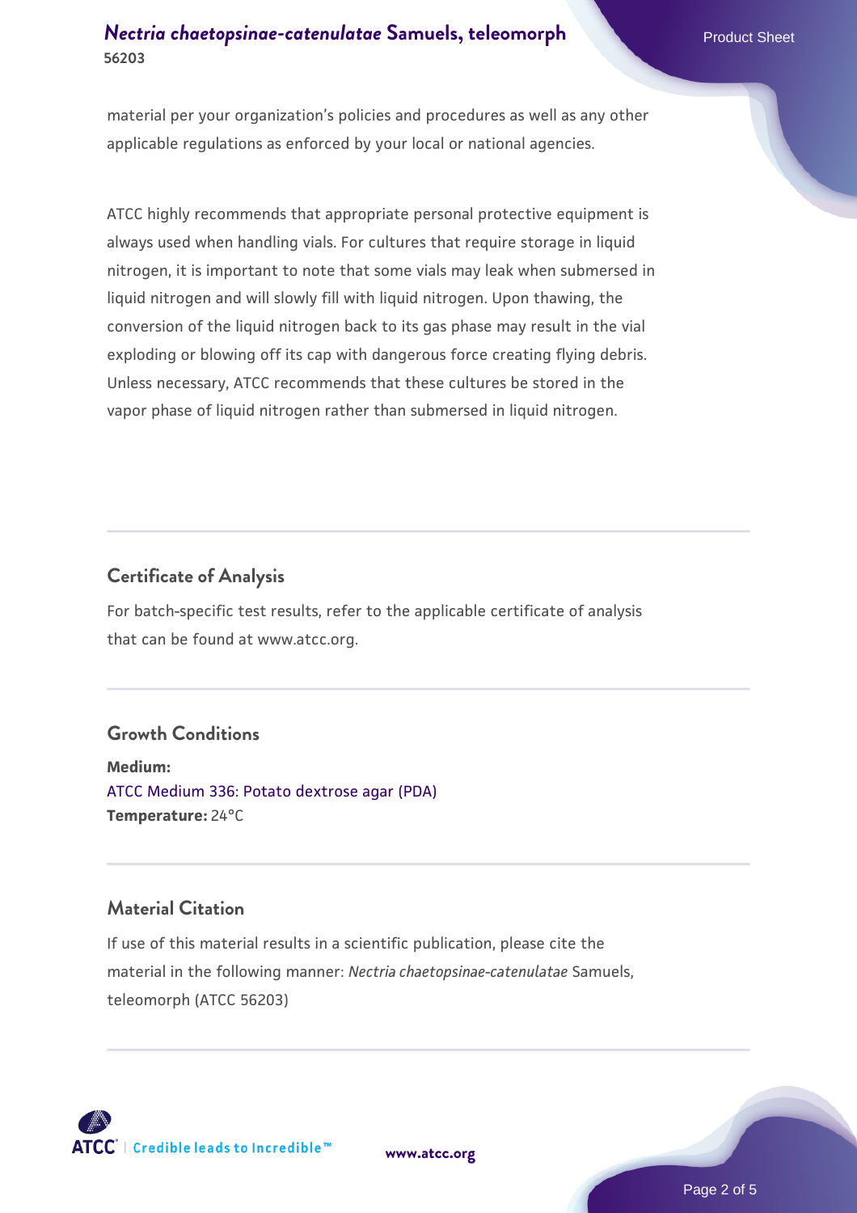material per your organization's policies and procedures as well as any other applicable regulations as enforced by your local or national agencies.

ATCC highly recommends that appropriate personal protective equipment is always used when handling vials. For cultures that require storage in liquid nitrogen, it is important to note that some vials may leak when submersed in liquid nitrogen and will slowly fill with liquid nitrogen. Upon thawing, the conversion of the liquid nitrogen back to its gas phase may result in the vial exploding or blowing off its cap with dangerous force creating flying debris. Unless necessary, ATCC recommends that these cultures be stored in the vapor phase of liquid nitrogen rather than submersed in liquid nitrogen.

## Certificate of Analysis

For batch-specific test results, refer to the applicable certificate of analysis that can be found at www.atcc.org.

## Growth Conditions

**Medium:**
ATCC Medium 336: Potato dextrose agar (PDA)
**Temperature:** 24°C

## Material Citation

If use of this material results in a scientific publication, please cite the material in the following manner: *Nectria chaetopsinae-catenulatae* Samuels, teleomorph (ATCC 56203)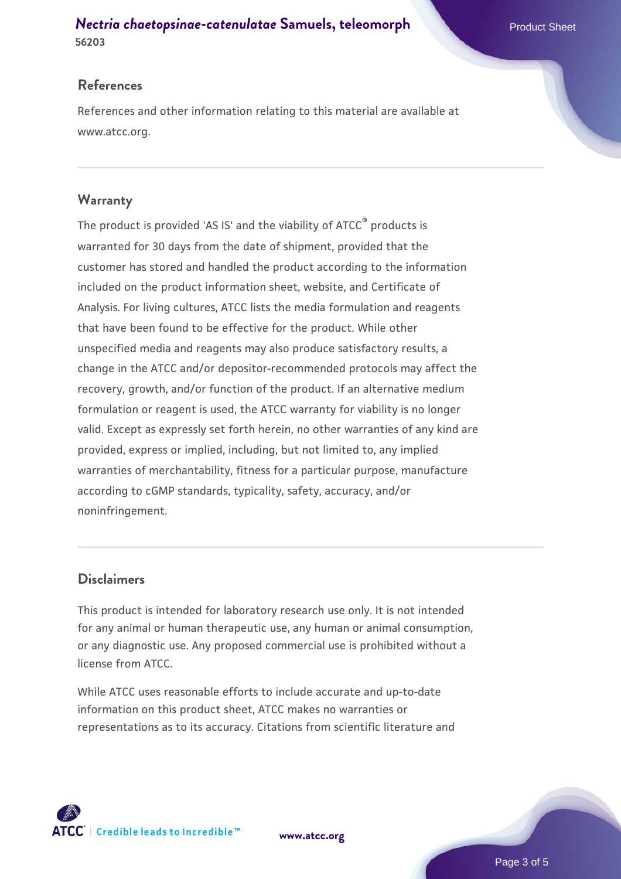## References

References and other information relating to this material are available at www.atcc.org.

## Warranty

The product is provided 'AS IS' and the viability of ATCC® products is warranted for 30 days from the date of shipment, provided that the customer has stored and handled the product according to the information included on the product information sheet, website, and Certificate of Analysis. For living cultures, ATCC lists the media formulation and reagents that have been found to be effective for the product. While other unspecified media and reagents may also produce satisfactory results, a change in the ATCC and/or depositor-recommended protocols may affect the recovery, growth, and/or function of the product. If an alternative medium formulation or reagent is used, the ATCC warranty for viability is no longer valid. Except as expressly set forth herein, no other warranties of any kind are provided, express or implied, including, but not limited to, any implied warranties of merchantability, fitness for a particular purpose, manufacture according to cGMP standards, typicality, safety, accuracy, and/or noninfringement.

## Disclaimers

This product is intended for laboratory research use only. It is not intended for any animal or human therapeutic use, any human or animal consumption, or any diagnostic use. Any proposed commercial use is prohibited without a license from ATCC.

While ATCC uses reasonable efforts to include accurate and up-to-date information on this product sheet, ATCC makes no warranties or representations as to its accuracy. Citations from scientific literature and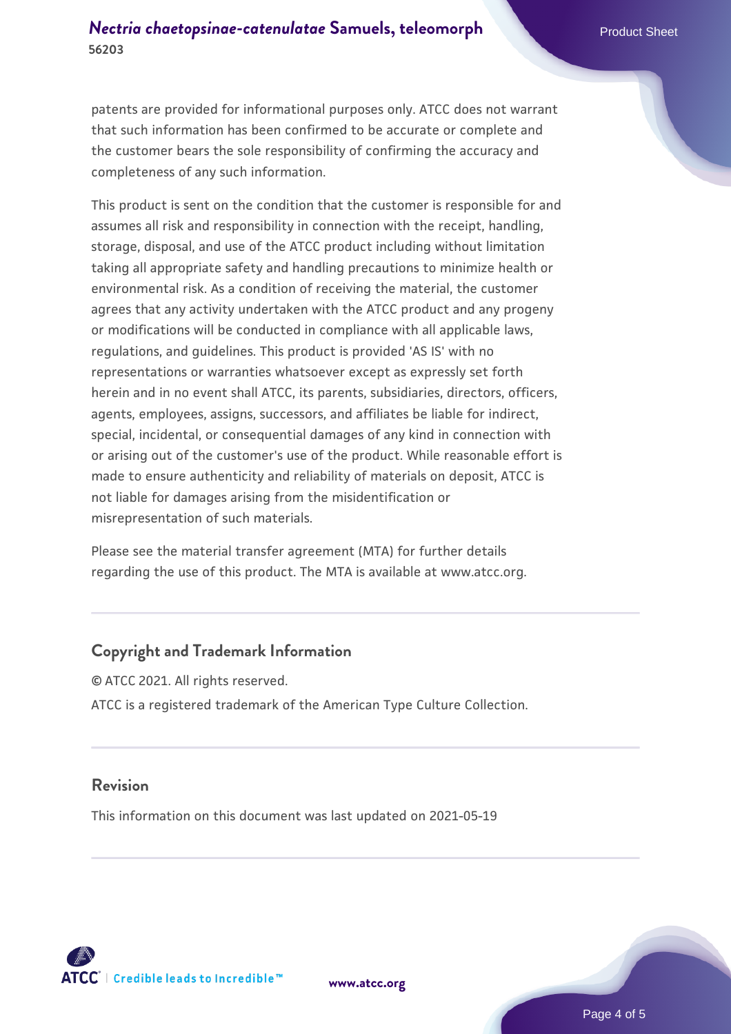patents are provided for informational purposes only. ATCC does not warrant that such information has been confirmed to be accurate or complete and the customer bears the sole responsibility of confirming the accuracy and completeness of any such information.

This product is sent on the condition that the customer is responsible for and assumes all risk and responsibility in connection with the receipt, handling, storage, disposal, and use of the ATCC product including without limitation taking all appropriate safety and handling precautions to minimize health or environmental risk. As a condition of receiving the material, the customer agrees that any activity undertaken with the ATCC product and any progeny or modifications will be conducted in compliance with all applicable laws, regulations, and guidelines. This product is provided 'AS IS' with no representations or warranties whatsoever except as expressly set forth herein and in no event shall ATCC, its parents, subsidiaries, directors, officers, agents, employees, assigns, successors, and affiliates be liable for indirect, special, incidental, or consequential damages of any kind in connection with or arising out of the customer's use of the product. While reasonable effort is made to ensure authenticity and reliability of materials on deposit, ATCC is not liable for damages arising from the misidentification or misrepresentation of such materials.

Please see the material transfer agreement (MTA) for further details regarding the use of this product. The MTA is available at www.atcc.org.

## Copyright and Trademark Information

© ATCC 2021. All rights reserved.

ATCC is a registered trademark of the American Type Culture Collection.

## Revision

This information on this document was last updated on 2021-05-19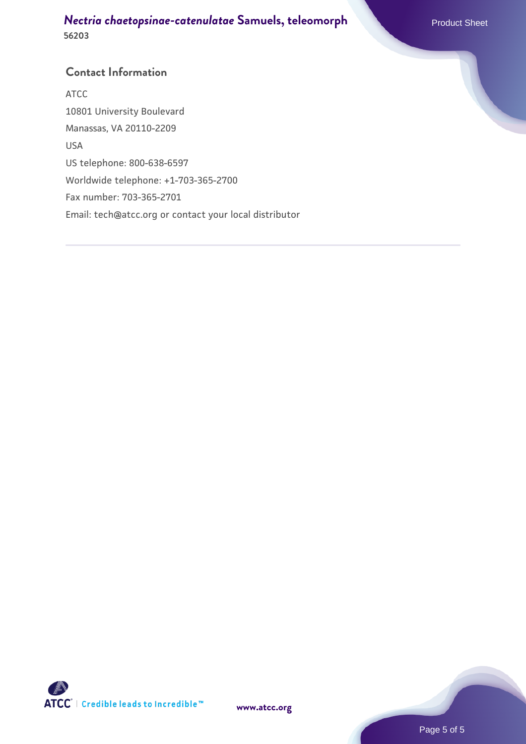## Contact Information

ATCC
10801 University Boulevard
Manassas, VA 20110-2209
USA
US telephone: 800-638-6597
Worldwide telephone: +1-703-365-2700
Fax number: 703-365-2701
Email: tech@atcc.org or contact your local distributor